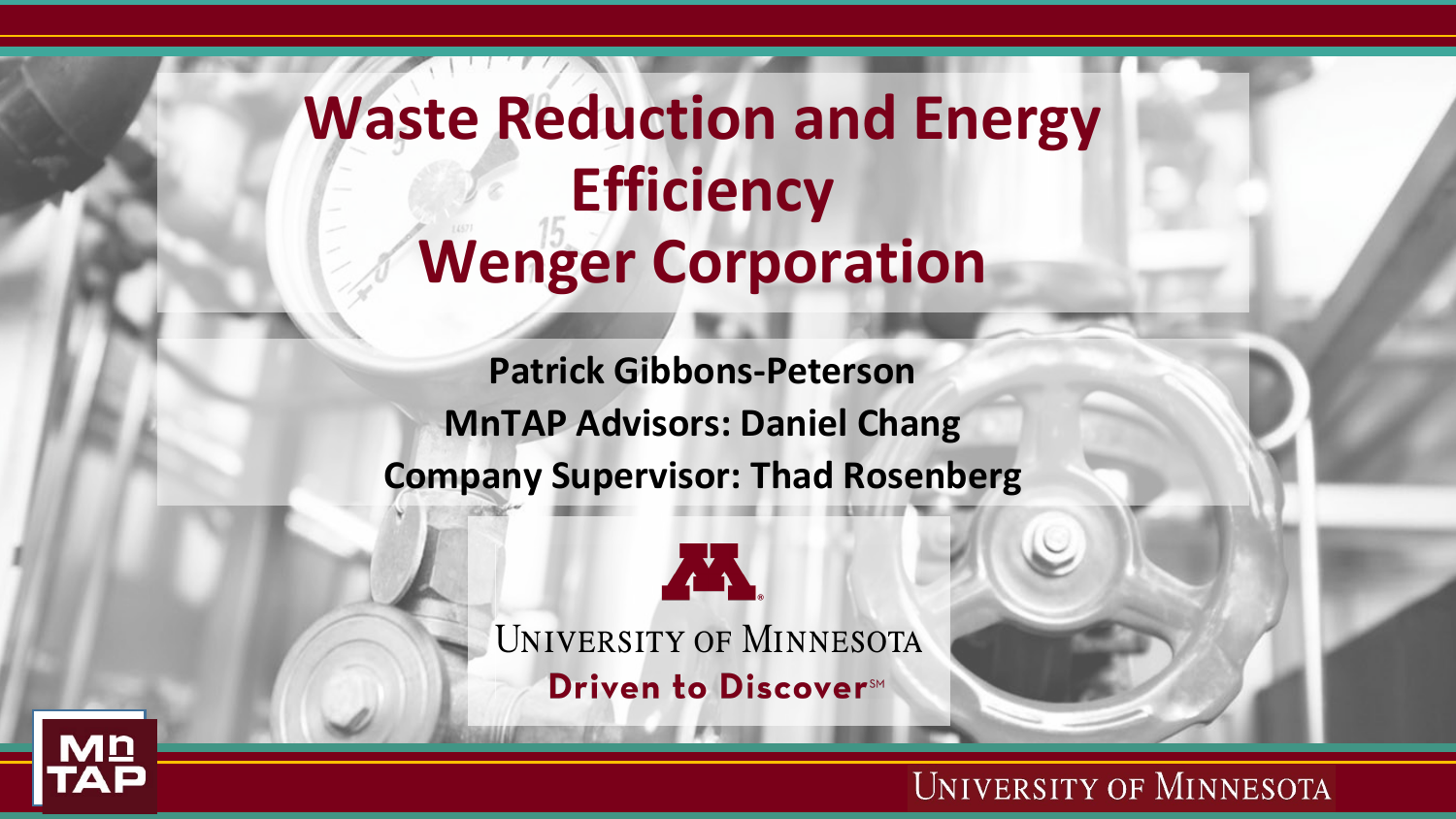# Waste Reduction and Energy Efficiency Wenger Corporation

**Patrick Gibbons-Peterson**

**MnTAP Advisors: Daniel Chang**

**Company Supervisor: Thad Rosenberg**

University of Minnesota

Driven to Discover℠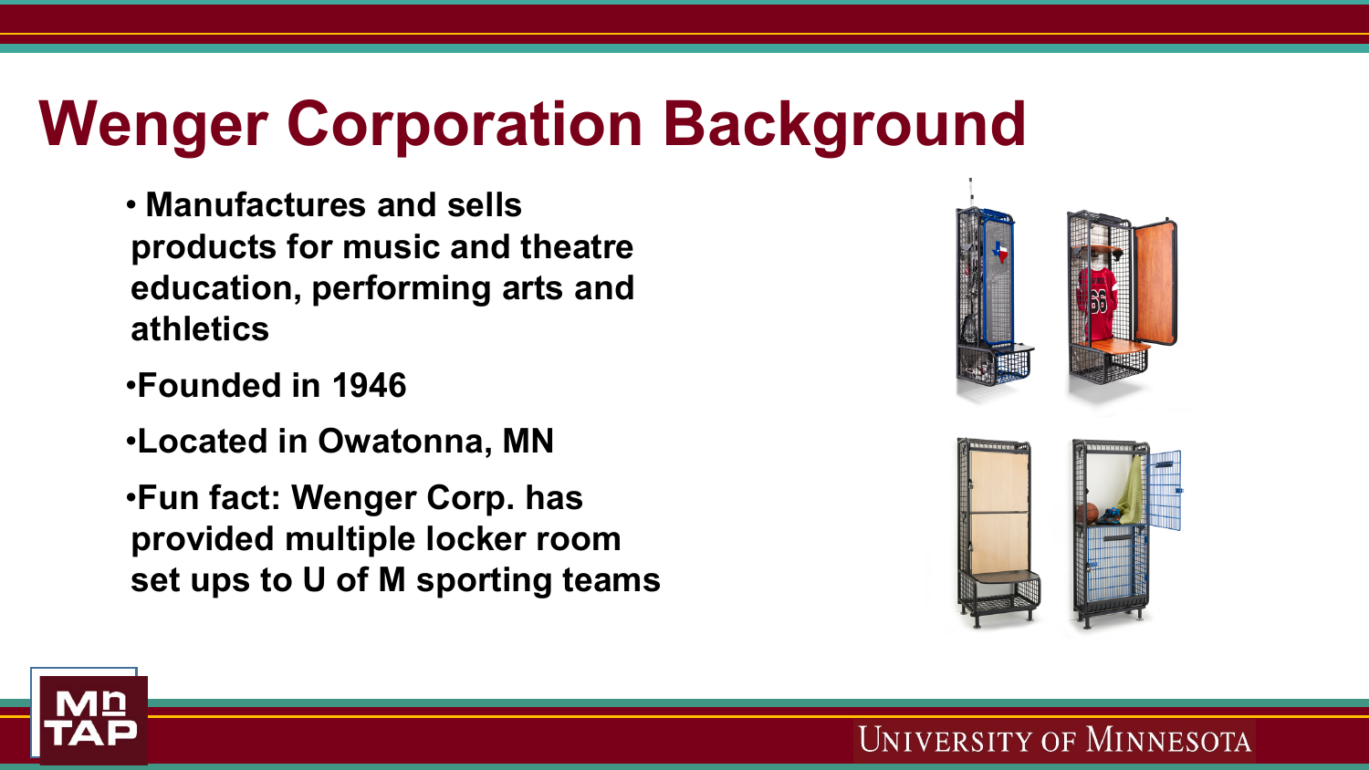# Wenger Corporation Background

- Manufactures and sells products for music and theatre education, performing arts and athletics
- Founded in 1946
- Located in Owatonna, MN
- Fun fact: Wenger Corp. has provided multiple locker room set ups to U of M sporting teams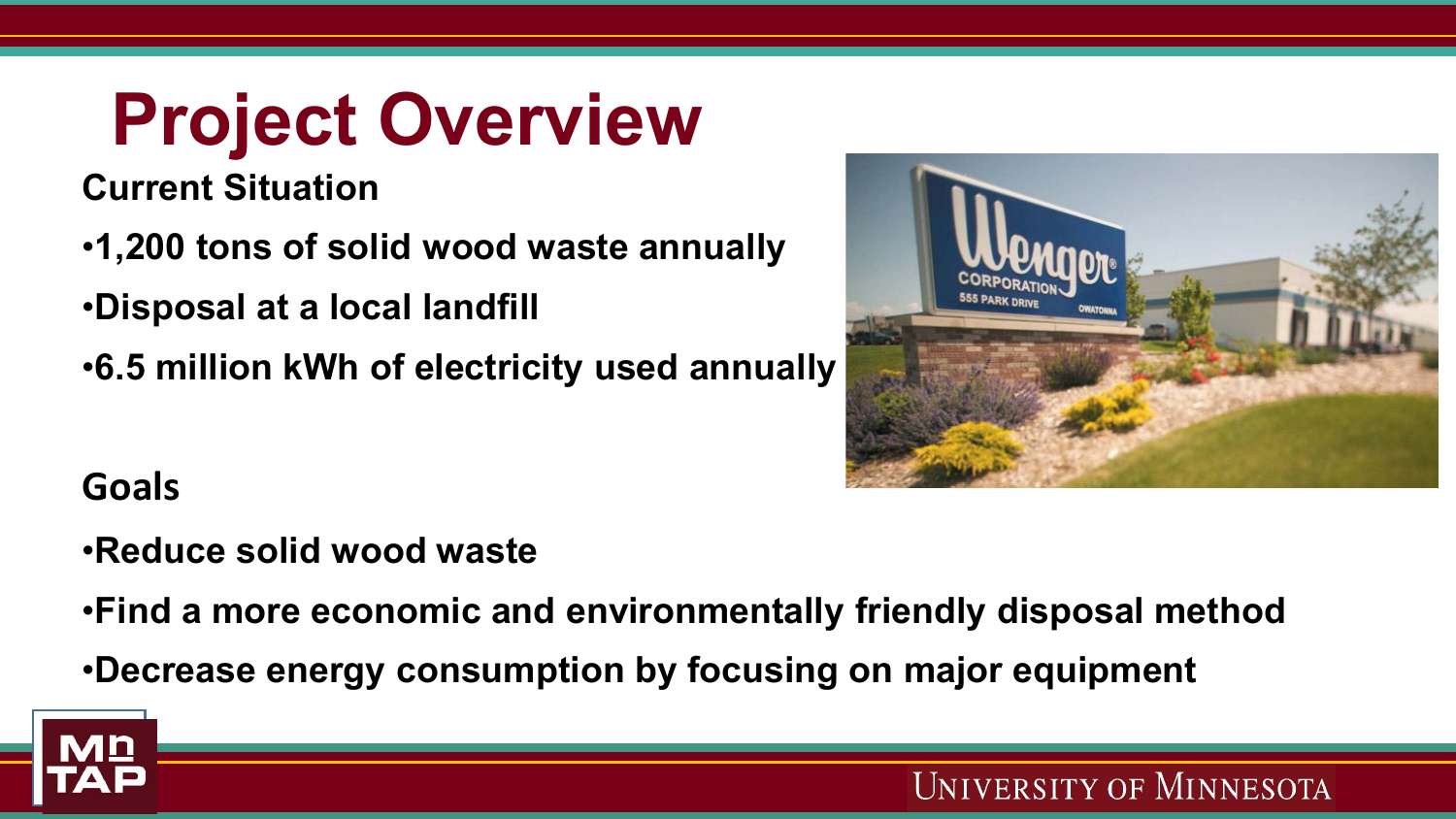# Project Overview

**Current Situation**

- **1,200 tons of solid wood waste annually**
- **Disposal at a local landfill**
- **6.5 million kWh of electricity used annually**

**Goals**

- **Reduce solid wood waste**
- **Find a more economic and environmentally friendly disposal method**
- **Decrease energy consumption by focusing on major equipment**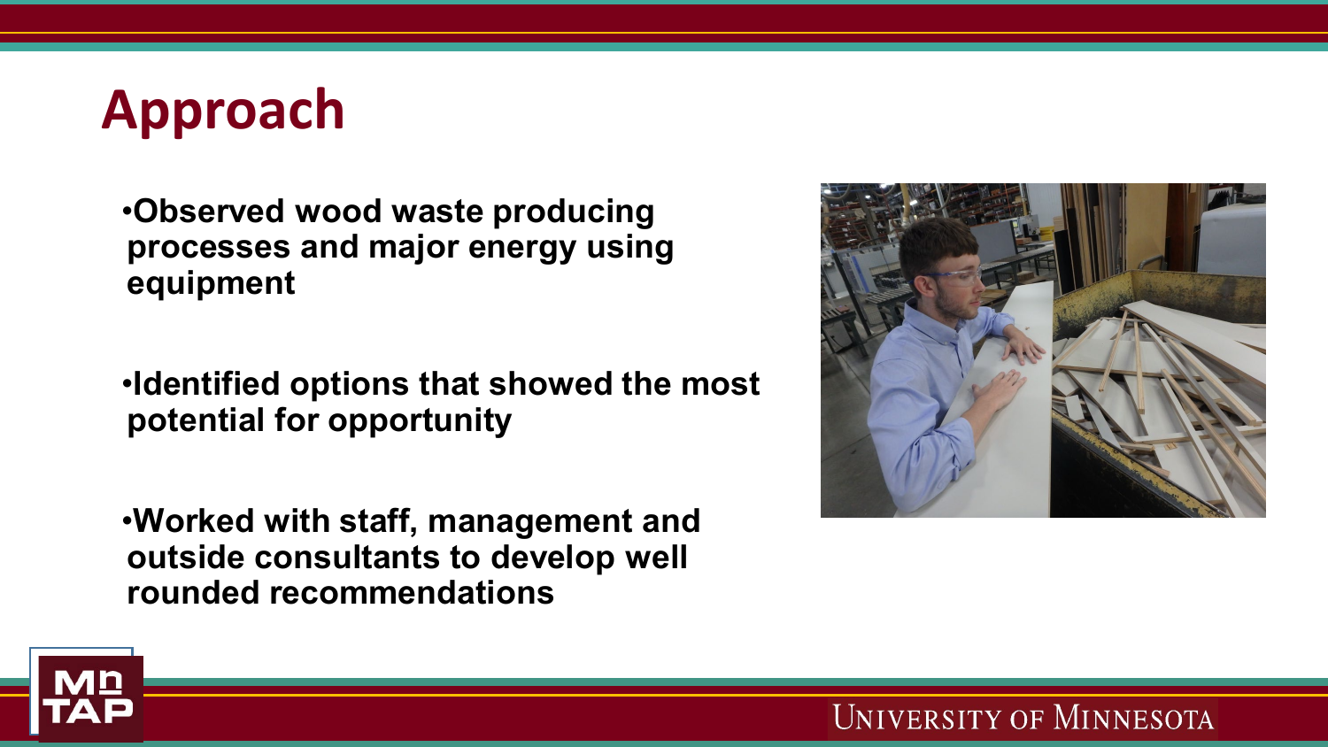# Approach

- **Observed wood waste producing processes and major energy using equipment**

- **Identified options that showed the most potential for opportunity**

- **Worked with staff, management and outside consultants to develop well rounded recommendations**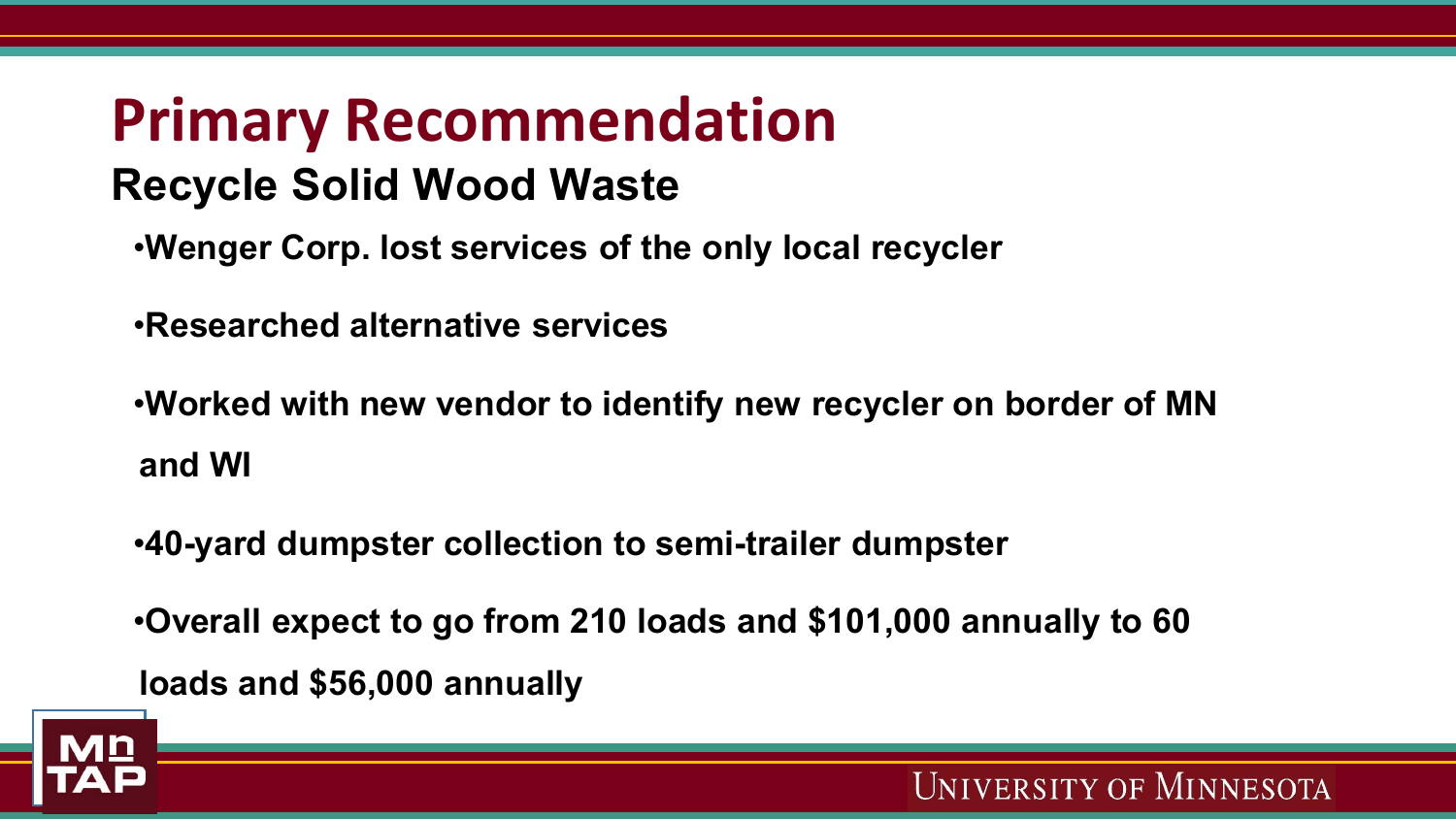# Primary Recommendation

## Recycle Solid Wood Waste

- **Wenger Corp. lost services of the only local recycler**
- **Researched alternative services**
- **Worked with new vendor to identify new recycler on border of MN and WI**
- **40-yard dumpster collection to semi-trailer dumpster**
- **Overall expect to go from 210 loads and $101,000 annually to 60 loads and $56,000 annually**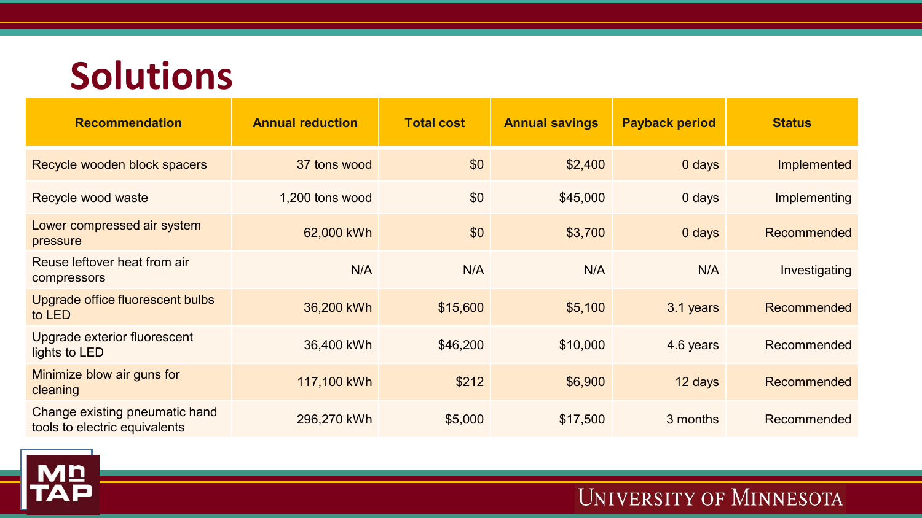# Solutions

| Recommendation | Annual reduction | Total cost | Annual savings | Payback period | Status |
|---|---|---|---|---|---|
| Recycle wooden block spacers | 37 tons wood | $0 | $2,400 | 0 days | Implemented |
| Recycle wood waste | 1,200 tons wood | $0 | $45,000 | 0 days | Implementing |
| Lower compressed air system pressure | 62,000 kWh | $0 | $3,700 | 0 days | Recommended |
| Reuse leftover heat from air compressors | N/A | N/A | N/A | N/A | Investigating |
| Upgrade office fluorescent bulbs to LED | 36,200 kWh | $15,600 | $5,100 | 3.1 years | Recommended |
| Upgrade exterior fluorescent lights to LED | 36,400 kWh | $46,200 | $10,000 | 4.6 years | Recommended |
| Minimize blow air guns for cleaning | 117,100 kWh | $212 | $6,900 | 12 days | Recommended |
| Change existing pneumatic hand tools to electric equivalents | 296,270 kWh | $5,000 | $17,500 | 3 months | Recommended |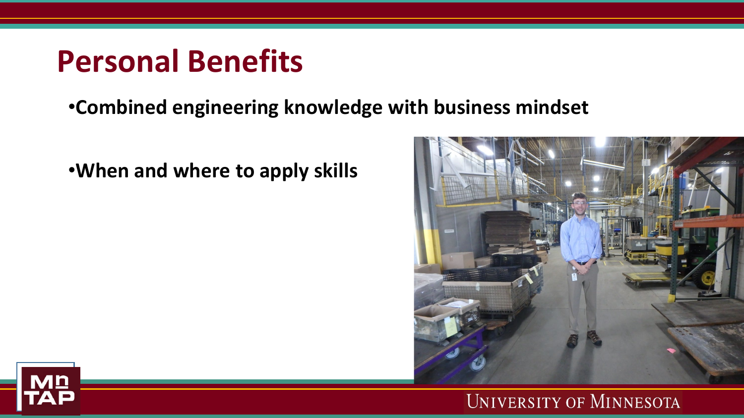# Personal Benefits

- **Combined engineering knowledge with business mindset**
- **When and where to apply skills**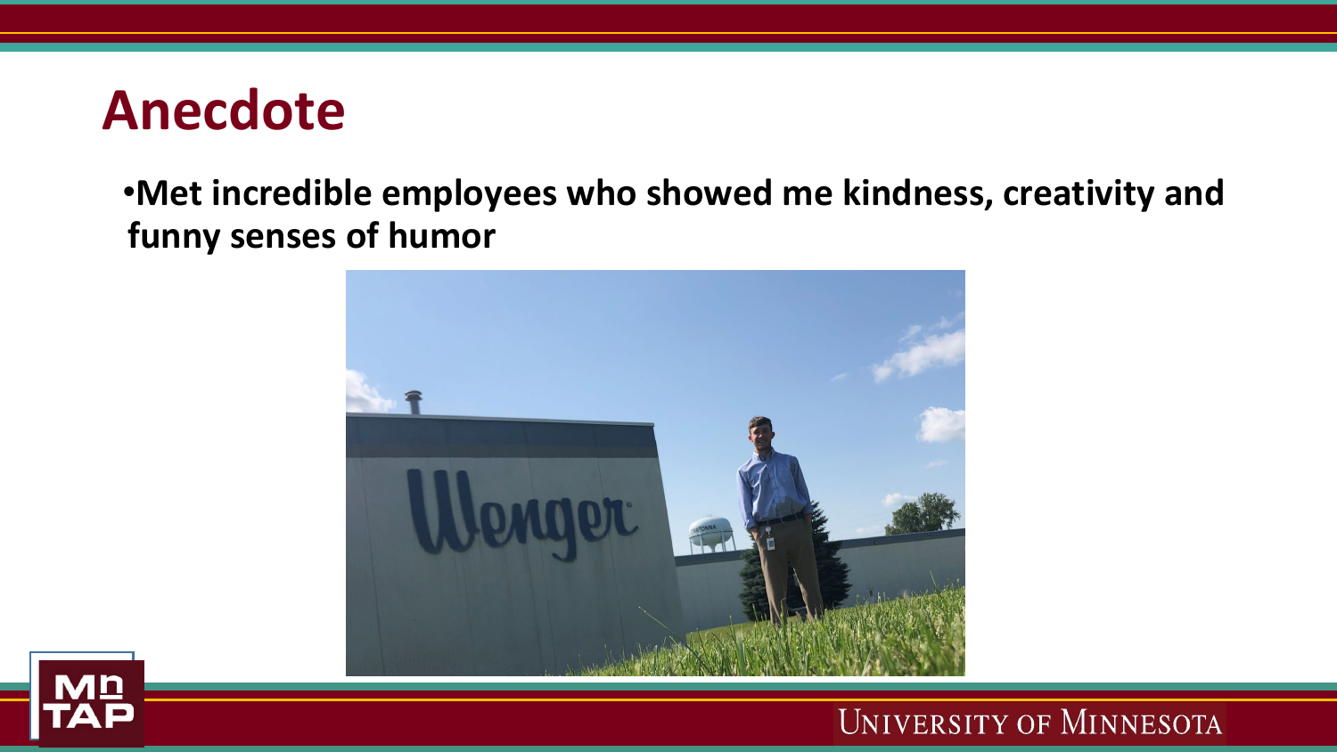# Anecdote

- **Met incredible employees who showed me kindness, creativity and funny senses of humor**